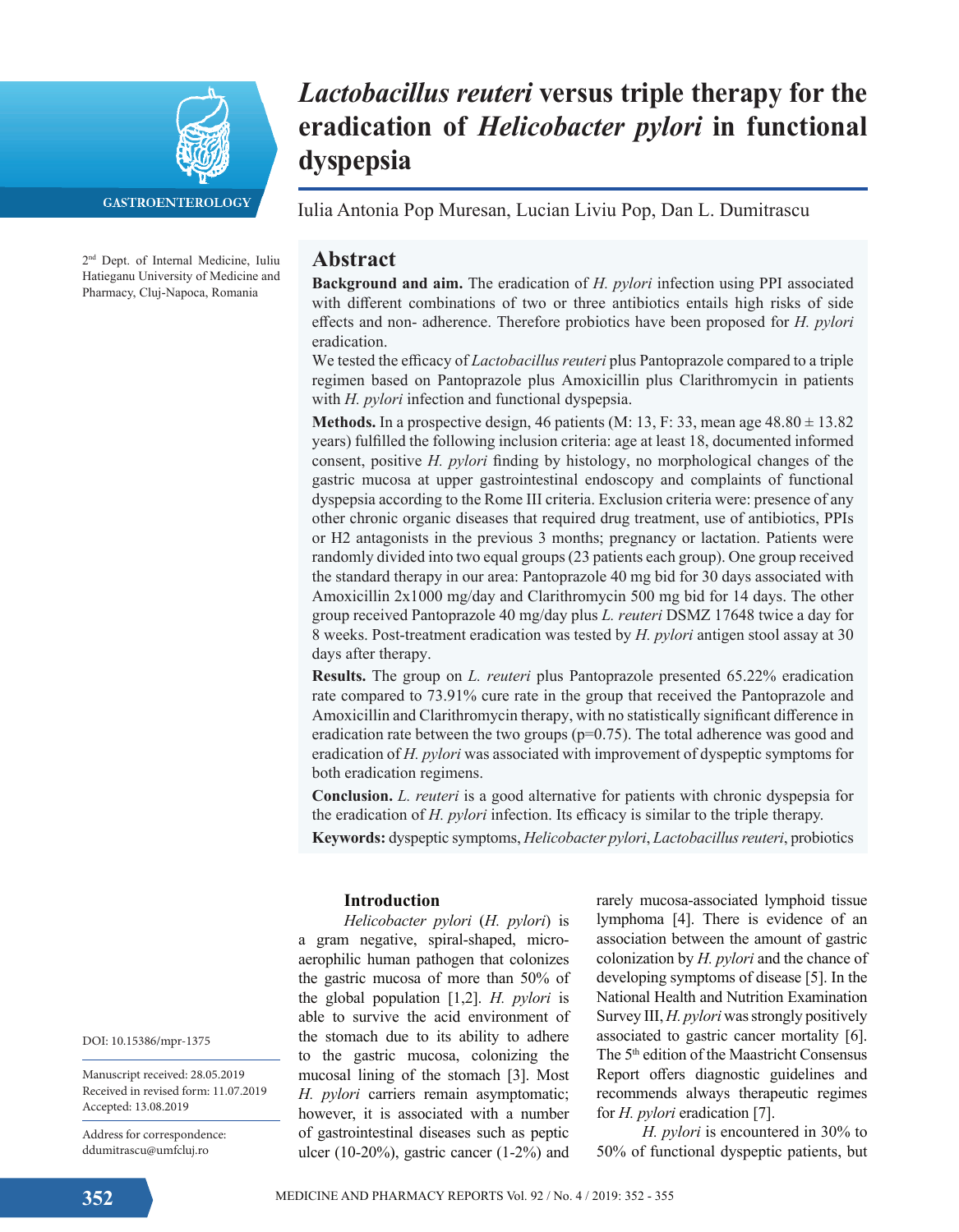GASTROENTEROLOGY

# *Lactobacillus reuteri* versus triple therapy for the eradication of *Helicobacter pylori* in functional dyspepsia

Iulia Antonia Pop Muresan, Lucian Liviu Pop, Dan L. Dumitrascu

2nd Dept. of Internal Medicine, Iuliu Hatieganu University of Medicine and Pharmacy, Cluj-Napoca, Romania

## Abstract

**Background and aim.** The eradication of *H. pylori* infection using PPI associated with different combinations of two or three antibiotics entails high risks of side effects and non- adherence. Therefore probiotics have been proposed for *H. pylori* eradication.

We tested the efficacy of *Lactobacillus reuteri* plus Pantoprazole compared to a triple regimen based on Pantoprazole plus Amoxicillin plus Clarithromycin in patients with *H. pylori* infection and functional dyspepsia.

**Methods.** In a prospective design, 46 patients (M: 13, F: 33, mean age 48.80 ± 13.82 years) fulfilled the following inclusion criteria: age at least 18, documented informed consent, positive *H. pylori* finding by histology, no morphological changes of the gastric mucosa at upper gastrointestinal endoscopy and complaints of functional dyspepsia according to the Rome III criteria. Exclusion criteria were: presence of any other chronic organic diseases that required drug treatment, use of antibiotics, PPIs or H2 antagonists in the previous 3 months; pregnancy or lactation. Patients were randomly divided into two equal groups (23 patients each group). One group received the standard therapy in our area: Pantoprazole 40 mg bid for 30 days associated with Amoxicillin 2x1000 mg/day and Clarithromycin 500 mg bid for 14 days. The other group received Pantoprazole 40 mg/day plus *L. reuteri* DSMZ 17648 twice a day for 8 weeks. Post-treatment eradication was tested by *H. pylori* antigen stool assay at 30 days after therapy.

**Results.** The group on *L. reuteri* plus Pantoprazole presented 65.22% eradication rate compared to 73.91% cure rate in the group that received the Pantoprazole and Amoxicillin and Clarithromycin therapy, with no statistically significant difference in eradication rate between the two groups (p=0.75). The total adherence was good and eradication of *H. pylori* was associated with improvement of dyspeptic symptoms for both eradication regimens.

**Conclusion.** *L. reuteri* is a good alternative for patients with chronic dyspepsia for the eradication of *H. pylori* infection. Its efficacy is similar to the triple therapy.

**Keywords:** dyspeptic symptoms, *Helicobacter pylori*, *Lactobacillus reuteri*, probiotics

DOI: 10.15386/mpr-1375

Manuscript received: 28.05.2019
Received in revised form: 11.07.2019
Accepted: 13.08.2019

Address for correspondence:
ddumitrascu@umfcluj.ro

## Introduction

*Helicobacter pylori* (*H. pylori*) is a gram negative, spiral-shaped, micro-aerophilic human pathogen that colonizes the gastric mucosa of more than 50% of the global population [1,2]. *H. pylori* is able to survive the acid environment of the stomach due to its ability to adhere to the gastric mucosa, colonizing the mucosal lining of the stomach [3]. Most *H. pylori* carriers remain asymptomatic; however, it is associated with a number of gastrointestinal diseases such as peptic ulcer (10-20%), gastric cancer (1-2%) and rarely mucosa-associated lymphoid tissue lymphoma [4]. There is evidence of an association between the amount of gastric colonization by *H. pylori* and the chance of developing symptoms of disease [5]. In the National Health and Nutrition Examination Survey III, *H. pylori* was strongly positively associated to gastric cancer mortality [6]. The 5th edition of the Maastricht Consensus Report offers diagnostic guidelines and recommends always therapeutic regimes for *H. pylori* eradication [7].

*H. pylori* is encountered in 30% to 50% of functional dyspeptic patients, but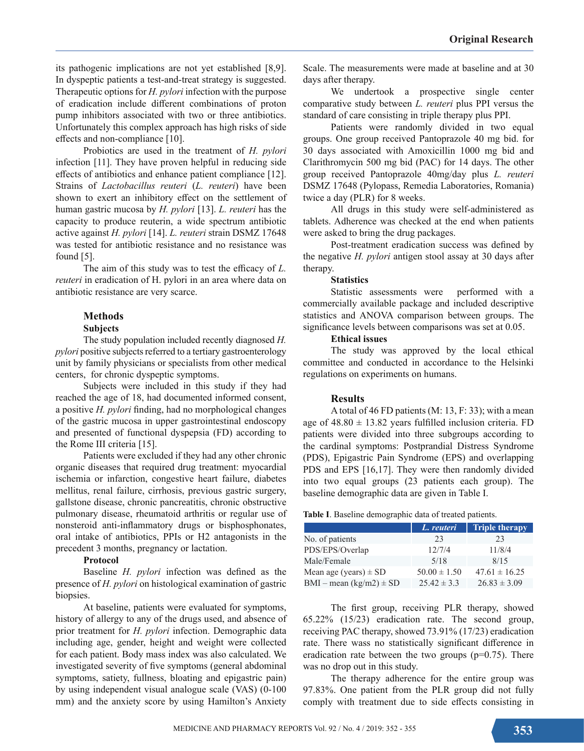its pathogenic implications are not yet established [8,9]. In dyspeptic patients a test-and-treat strategy is suggested. Therapeutic options for *H. pylori* infection with the purpose of eradication include different combinations of proton pump inhibitors associated with two or three antibiotics. Unfortunately this complex approach has high risks of side effects and non-compliance [10].

Probiotics are used in the treatment of *H. pylori* infection [11]. They have proven helpful in reducing side effects of antibiotics and enhance patient compliance [12]. Strains of *Lactobacillus reuteri* (*L. reuteri*) have been shown to exert an inhibitory effect on the settlement of human gastric mucosa by *H. pylori* [13]. *L. reuteri* has the capacity to produce reuterin, a wide spectrum antibiotic active against *H. pylori* [14]. *L. reuteri* strain DSMZ 17648 was tested for antibiotic resistance and no resistance was found [5].

The aim of this study was to test the efficacy of *L. reuteri* in eradication of H. pylori in an area where data on antibiotic resistance are very scarce.

## Methods

### Subjects

The study population included recently diagnosed *H. pylori* positive subjects referred to a tertiary gastroenterology unit by family physicians or specialists from other medical centers, for chronic dyspeptic symptoms.

Subjects were included in this study if they had reached the age of 18, had documented informed consent, a positive *H. pylori* finding, had no morphological changes of the gastric mucosa in upper gastrointestinal endoscopy and presented of functional dyspepsia (FD) according to the Rome III criteria [15].

Patients were excluded if they had any other chronic organic diseases that required drug treatment: myocardial ischemia or infarction, congestive heart failure, diabetes mellitus, renal failure, cirrhosis, previous gastric surgery, gallstone disease, chronic pancreatitis, chronic obstructive pulmonary disease, rheumatoid arthritis or regular use of nonsteroid anti-inflammatory drugs or bisphosphonates, oral intake of antibiotics, PPIs or H2 antagonists in the precedent 3 months, pregnancy or lactation.

### Protocol

Baseline *H. pylori* infection was defined as the presence of *H. pylori* on histological examination of gastric biopsies.

At baseline, patients were evaluated for symptoms, history of allergy to any of the drugs used, and absence of prior treatment for *H. pylori* infection. Demographic data including age, gender, height and weight were collected for each patient. Body mass index was also calculated. We investigated severity of five symptoms (general abdominal symptoms, satiety, fullness, bloating and epigastric pain) by using independent visual analogue scale (VAS) (0-100 mm) and the anxiety score by using Hamilton's Anxiety Scale. The measurements were made at baseline and at 30 days after therapy.

We undertook a prospective single center comparative study between *L. reuteri* plus PPI versus the standard of care consisting in triple therapy plus PPI.

Patients were randomly divided in two equal groups. One group received Pantoprazole 40 mg bid. for 30 days associated with Amoxicillin 1000 mg bid and Clarithromycin 500 mg bid (PAC) for 14 days. The other group received Pantoprazole 40mg/day plus *L. reuteri* DSMZ 17648 (Pylopass, Remedia Laboratories, Romania) twice a day (PLR) for 8 weeks.

All drugs in this study were self-administered as tablets. Adherence was checked at the end when patients were asked to bring the drug packages.

Post-treatment eradication success was defined by the negative *H. pylori* antigen stool assay at 30 days after therapy.

### Statistics

Statistic assessments were performed with a commercially available package and included descriptive statistics and ANOVA comparison between groups. The significance levels between comparisons was set at 0.05.

### Ethical issues

The study was approved by the local ethical committee and conducted in accordance to the Helsinki regulations on experiments on humans.

## Results

A total of 46 FD patients (M: 13, F: 33); with a mean age of 48.80 ± 13.82 years fulfilled inclusion criteria. FD patients were divided into three subgroups according to the cardinal symptoms: Postprandial Distress Syndrome (PDS), Epigastric Pain Syndrome (EPS) and overlapping PDS and EPS [16,17]. They were then randomly divided into two equal groups (23 patients each group). The baseline demographic data are given in Table I.

**Table I**. Baseline demographic data of treated patients.

| | *L. reuteri* | Triple therapy |
|---|---|---|
| No. of patients | 23 | 23 |
| PDS/EPS/Overlap | 12/7/4 | 11/8/4 |
| Male/Female | 5/18 | 8/15 |
| Mean age (years) ± SD | 50.00 ± 1.50 | 47.61 ± 16.25 |
| BMI – mean (kg/m2) ± SD | 25.42 ± 3.3 | 26.83 ± 3.09 |

The first group, receiving PLR therapy, showed 65.22% (15/23) eradication rate. The second group, receiving PAC therapy, showed 73.91% (17/23) eradication rate. There wass no statistically significant difference in eradication rate between the two groups (p=0.75). There was no drop out in this study.

The therapy adherence for the entire group was 97.83%. One patient from the PLR group did not fully comply with treatment due to side effects consisting in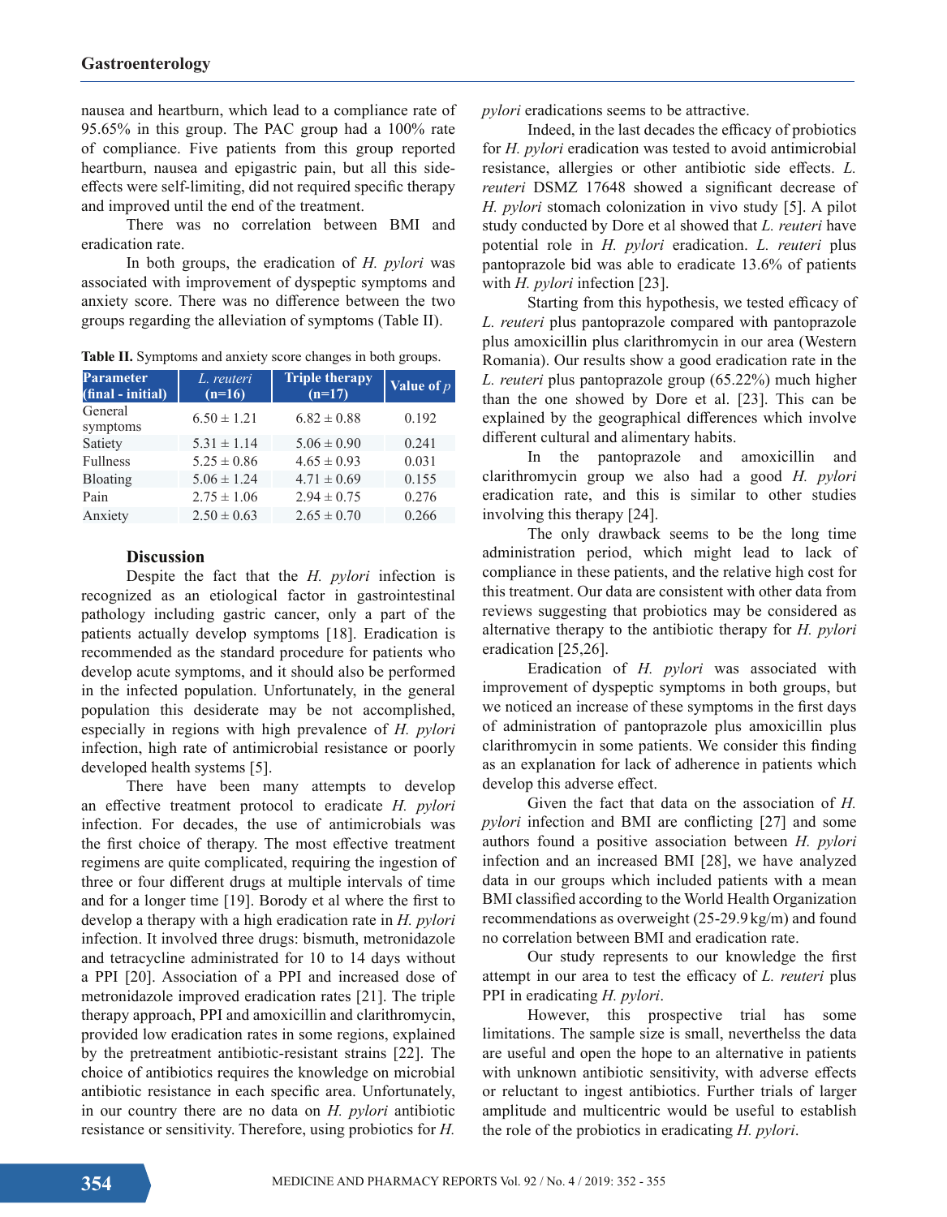nausea and heartburn, which lead to a compliance rate of 95.65% in this group. The PAC group had a 100% rate of compliance. Five patients from this group reported heartburn, nausea and epigastric pain, but all this side-effects were self-limiting, did not required specific therapy and improved until the end of the treatment.

There was no correlation between BMI and eradication rate.

In both groups, the eradication of *H. pylori* was associated with improvement of dyspeptic symptoms and anxiety score. There was no difference between the two groups regarding the alleviation of symptoms (Table II).

**Table II.** Symptoms and anxiety score changes in both groups.

| Parameter (final - initial) | *L. reuteri* (n=16) | Triple therapy (n=17) | Value of *p* |
|---|---|---|---|
| General symptoms | 6.50 ± 1.21 | 6.82 ± 0.88 | 0.192 |
| Satiety | 5.31 ± 1.14 | 5.06 ± 0.90 | 0.241 |
| Fullness | 5.25 ± 0.86 | 4.65 ± 0.93 | 0.031 |
| Bloating | 5.06 ± 1.24 | 4.71 ± 0.69 | 0.155 |
| Pain | 2.75 ± 1.06 | 2.94 ± 0.75 | 0.276 |
| Anxiety | 2.50 ± 0.63 | 2.65 ± 0.70 | 0.266 |

## Discussion

Despite the fact that the *H. pylori* infection is recognized as an etiological factor in gastrointestinal pathology including gastric cancer, only a part of the patients actually develop symptoms [18]. Eradication is recommended as the standard procedure for patients who develop acute symptoms, and it should also be performed in the infected population. Unfortunately, in the general population this desiderate may be not accomplished, especially in regions with high prevalence of *H. pylori* infection, high rate of antimicrobial resistance or poorly developed health systems [5].

There have been many attempts to develop an effective treatment protocol to eradicate *H. pylori* infection. For decades, the use of antimicrobials was the first choice of therapy. The most effective treatment regimens are quite complicated, requiring the ingestion of three or four different drugs at multiple intervals of time and for a longer time [19]. Borody et al where the first to develop a therapy with a high eradication rate in *H. pylori* infection. It involved three drugs: bismuth, metronidazole and tetracycline administrated for 10 to 14 days without a PPI [20]. Association of a PPI and increased dose of metronidazole improved eradication rates [21]. The triple therapy approach, PPI and amoxicillin and clarithromycin, provided low eradication rates in some regions, explained by the pretreatment antibiotic-resistant strains [22]. The choice of antibiotics requires the knowledge on microbial antibiotic resistance in each specific area. Unfortunately, in our country there are no data on *H. pylori* antibiotic resistance or sensitivity. Therefore, using probiotics for *H. pylori* eradications seems to be attractive.

Indeed, in the last decades the efficacy of probiotics for *H. pylori* eradication was tested to avoid antimicrobial resistance, allergies or other antibiotic side effects. *L. reuteri* DSMZ 17648 showed a significant decrease of *H. pylori* stomach colonization in vivo study [5]. A pilot study conducted by Dore et al showed that *L. reuteri* have potential role in *H. pylori* eradication. *L. reuteri* plus pantoprazole bid was able to eradicate 13.6% of patients with *H. pylori* infection [23].

Starting from this hypothesis, we tested efficacy of *L. reuteri* plus pantoprazole compared with pantoprazole plus amoxicillin plus clarithromycin in our area (Western Romania). Our results show a good eradication rate in the *L. reuteri* plus pantoprazole group (65.22%) much higher than the one showed by Dore et al. [23]. This can be explained by the geographical differences which involve different cultural and alimentary habits.

In the pantoprazole and amoxicillin and clarithromycin group we also had a good *H. pylori* eradication rate, and this is similar to other studies involving this therapy [24].

The only drawback seems to be the long time administration period, which might lead to lack of compliance in these patients, and the relative high cost for this treatment. Our data are consistent with other data from reviews suggesting that probiotics may be considered as alternative therapy to the antibiotic therapy for *H. pylori* eradication [25,26].

Eradication of *H. pylori* was associated with improvement of dyspeptic symptoms in both groups, but we noticed an increase of these symptoms in the first days of administration of pantoprazole plus amoxicillin plus clarithromycin in some patients. We consider this finding as an explanation for lack of adherence in patients which develop this adverse effect.

Given the fact that data on the association of *H. pylori* infection and BMI are conflicting [27] and some authors found a positive association between *H. pylori* infection and an increased BMI [28], we have analyzed data in our groups which included patients with a mean BMI classified according to the World Health Organization recommendations as overweight (25-29.9 kg/m) and found no correlation between BMI and eradication rate.

Our study represents to our knowledge the first attempt in our area to test the efficacy of *L. reuteri* plus PPI in eradicating *H. pylori*.

However, this prospective trial has some limitations. The sample size is small, neverthelss the data are useful and open the hope to an alternative in patients with unknown antibiotic sensitivity, with adverse effects or reluctant to ingest antibiotics. Further trials of larger amplitude and multicentric would be useful to establish the role of the probiotics in eradicating *H. pylori*.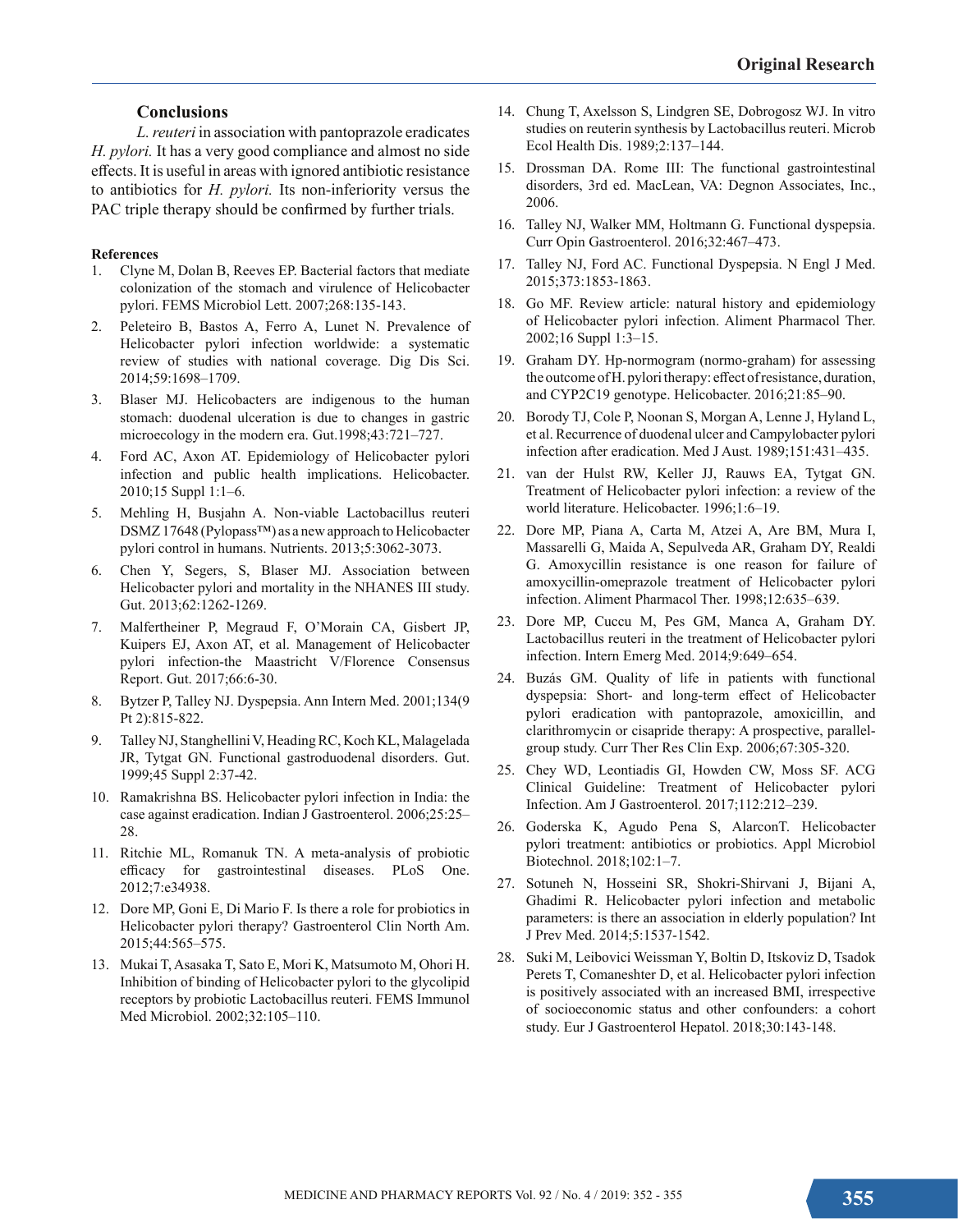## Conclusions

*L. reuteri* in association with pantoprazole eradicates *H. pylori.* It has a very good compliance and almost no side effects. It is useful in areas with ignored antibiotic resistance to antibiotics for *H. pylori.* Its non-inferiority versus the PAC triple therapy should be confirmed by further trials.

### References

1. Clyne M, Dolan B, Reeves EP. Bacterial factors that mediate colonization of the stomach and virulence of Helicobacter pylori. FEMS Microbiol Lett. 2007;268:135-143.
2. Peleteiro B, Bastos A, Ferro A, Lunet N. Prevalence of Helicobacter pylori infection worldwide: a systematic review of studies with national coverage. Dig Dis Sci. 2014;59:1698–1709.
3. Blaser MJ. Helicobacters are indigenous to the human stomach: duodenal ulceration is due to changes in gastric microecology in the modern era. Gut.1998;43:721–727.
4. Ford AC, Axon AT. Epidemiology of Helicobacter pylori infection and public health implications. Helicobacter. 2010;15 Suppl 1:1–6.
5. Mehling H, Busjahn A. Non-viable Lactobacillus reuteri DSMZ 17648 (Pylopass™) as a new approach to Helicobacter pylori control in humans. Nutrients. 2013;5:3062-3073.
6. Chen Y, Segers, S, Blaser MJ. Association between Helicobacter pylori and mortality in the NHANES III study. Gut. 2013;62:1262-1269.
7. Malfertheiner P, Megraud F, O'Morain CA, Gisbert JP, Kuipers EJ, Axon AT, et al. Management of Helicobacter pylori infection-the Maastricht V/Florence Consensus Report. Gut. 2017;66:6-30.
8. Bytzer P, Talley NJ. Dyspepsia. Ann Intern Med. 2001;134(9 Pt 2):815-822.
9. Talley NJ, Stanghellini V, Heading RC, Koch KL, Malagelada JR, Tytgat GN. Functional gastroduodenal disorders. Gut. 1999;45 Suppl 2:37-42.
10. Ramakrishna BS. Helicobacter pylori infection in India: the case against eradication. Indian J Gastroenterol. 2006;25:25–28.
11. Ritchie ML, Romanuk TN. A meta-analysis of probiotic efficacy for gastrointestinal diseases. PLoS One. 2012;7:e34938.
12. Dore MP, Goni E, Di Mario F. Is there a role for probiotics in Helicobacter pylori therapy? Gastroenterol Clin North Am. 2015;44:565–575.
13. Mukai T, Asasaka T, Sato E, Mori K, Matsumoto M, Ohori H. Inhibition of binding of Helicobacter pylori to the glycolipid receptors by probiotic Lactobacillus reuteri. FEMS Immunol Med Microbiol. 2002;32:105–110.
14. Chung T, Axelsson S, Lindgren SE, Dobrogosz WJ. In vitro studies on reuterin synthesis by Lactobacillus reuteri. Microb Ecol Health Dis. 1989;2:137–144.
15. Drossman DA. Rome III: The functional gastrointestinal disorders, 3rd ed. MacLean, VA: Degnon Associates, Inc., 2006.
16. Talley NJ, Walker MM, Holtmann G. Functional dyspepsia. Curr Opin Gastroenterol. 2016;32:467–473.
17. Talley NJ, Ford AC. Functional Dyspepsia. N Engl J Med. 2015;373:1853-1863.
18. Go MF. Review article: natural history and epidemiology of Helicobacter pylori infection. Aliment Pharmacol Ther. 2002;16 Suppl 1:3–15.
19. Graham DY. Hp-normogram (normo-graham) for assessing the outcome of H. pylori therapy: effect of resistance, duration, and CYP2C19 genotype. Helicobacter. 2016;21:85–90.
20. Borody TJ, Cole P, Noonan S, Morgan A, Lenne J, Hyland L, et al. Recurrence of duodenal ulcer and Campylobacter pylori infection after eradication. Med J Aust. 1989;151:431–435.
21. van der Hulst RW, Keller JJ, Rauws EA, Tytgat GN. Treatment of Helicobacter pylori infection: a review of the world literature. Helicobacter. 1996;1:6–19.
22. Dore MP, Piana A, Carta M, Atzei A, Are BM, Mura I, Massarelli G, Maida A, Sepulveda AR, Graham DY, Realdi G. Amoxycillin resistance is one reason for failure of amoxycillin-omeprazole treatment of Helicobacter pylori infection. Aliment Pharmacol Ther. 1998;12:635–639.
23. Dore MP, Cuccu M, Pes GM, Manca A, Graham DY. Lactobacillus reuteri in the treatment of Helicobacter pylori infection. Intern Emerg Med. 2014;9:649–654.
24. Buzás GM. Quality of life in patients with functional dyspepsia: Short- and long-term effect of Helicobacter pylori eradication with pantoprazole, amoxicillin, and clarithromycin or cisapride therapy: A prospective, parallel-group study. Curr Ther Res Clin Exp. 2006;67:305-320.
25. Chey WD, Leontiadis GI, Howden CW, Moss SF. ACG Clinical Guideline: Treatment of Helicobacter pylori Infection. Am J Gastroenterol. 2017;112:212–239.
26. Goderska K, Agudo Pena S, AlarconT. Helicobacter pylori treatment: antibiotics or probiotics. Appl Microbiol Biotechnol. 2018;102:1–7.
27. Sotuneh N, Hosseini SR, Shokri-Shirvani J, Bijani A, Ghadimi R. Helicobacter pylori infection and metabolic parameters: is there an association in elderly population? Int J Prev Med. 2014;5:1537-1542.
28. Suki M, Leibovici Weissman Y, Boltin D, Itskoviz D, Tsadok Perets T, Comaneshter D, et al. Helicobacter pylori infection is positively associated with an increased BMI, irrespective of socioeconomic status and other confounders: a cohort study. Eur J Gastroenterol Hepatol. 2018;30:143-148.